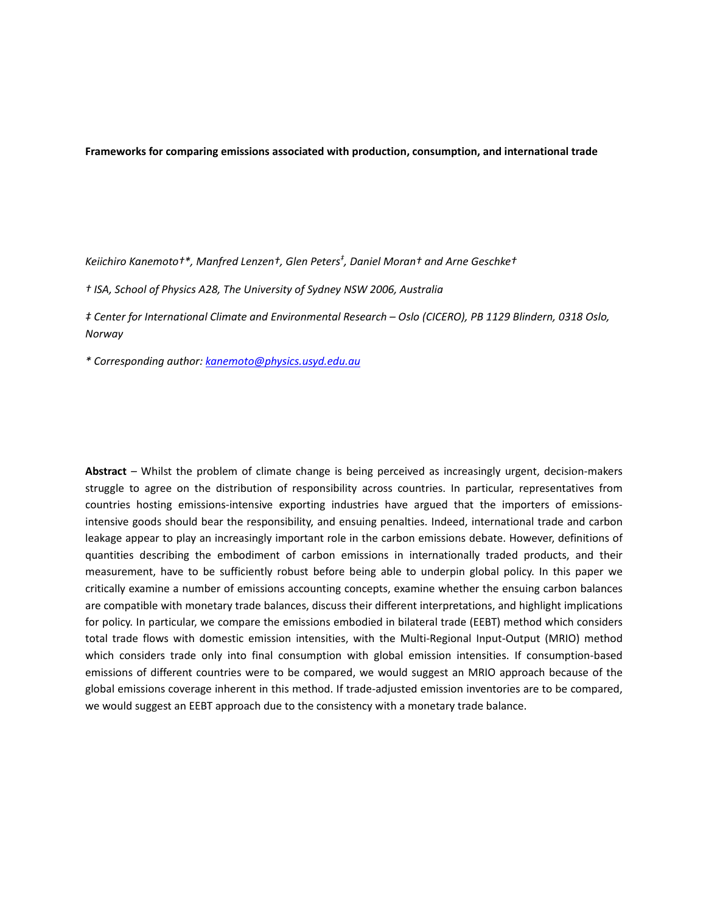**Frameworks for comparing emissions associated with production, consumption, and international trade**

*Keiichiro Kanemoto†\*, Manfred Lenzen†, Glen Peters‡, Daniel Moran† and Arne Geschke†*

*† ISA, School of Physics A28, The University of Sydney NSW 2006, Australia*

*‡ Center for International Climate and Environmental Research – Oslo (CICERO), PB 1129 Blindern, 0318 Oslo, Norway*

*\* Corresponding author: kanemoto@physics.usyd.edu.au*

**Abstract** – Whilst the problem of climate change is being perceived as increasingly urgent, decision-makers struggle to agree on the distribution of responsibility across countries. In particular, representatives from countries hosting emissions-intensive exporting industries have argued that the importers of emissions-intensive goods should bear the responsibility, and ensuing penalties. Indeed, international trade and carbon leakage appear to play an increasingly important role in the carbon emissions debate. However, definitions of quantities describing the embodiment of carbon emissions in internationally traded products, and their measurement, have to be sufficiently robust before being able to underpin global policy. In this paper we critically examine a number of emissions accounting concepts, examine whether the ensuing carbon balances are compatible with monetary trade balances, discuss their different interpretations, and highlight implications for policy. In particular, we compare the emissions embodied in bilateral trade (EEBT) method which considers total trade flows with domestic emission intensities, with the Multi-Regional Input-Output (MRIO) method which considers trade only into final consumption with global emission intensities. If consumption-based emissions of different countries were to be compared, we would suggest an MRIO approach because of the global emissions coverage inherent in this method. If trade-adjusted emission inventories are to be compared, we would suggest an EEBT approach due to the consistency with a monetary trade balance.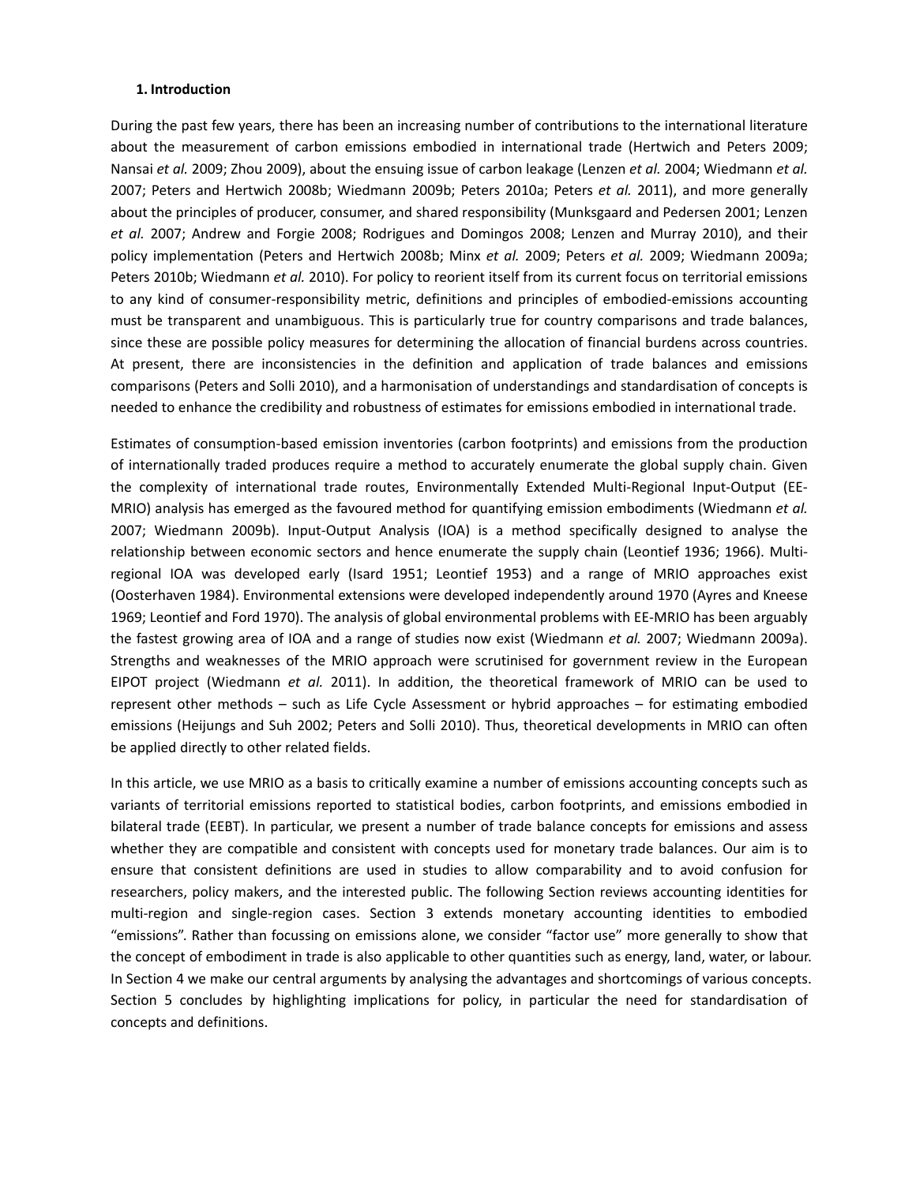## 1. Introduction

During the past few years, there has been an increasing number of contributions to the international literature about the measurement of carbon emissions embodied in international trade (Hertwich and Peters 2009; Nansai *et al.* 2009; Zhou 2009), about the ensuing issue of carbon leakage (Lenzen *et al.* 2004; Wiedmann *et al.* 2007; Peters and Hertwich 2008b; Wiedmann 2009b; Peters 2010a; Peters *et al.* 2011), and more generally about the principles of producer, consumer, and shared responsibility (Munksgaard and Pedersen 2001; Lenzen *et al.* 2007; Andrew and Forgie 2008; Rodrigues and Domingos 2008; Lenzen and Murray 2010), and their policy implementation (Peters and Hertwich 2008b; Minx *et al.* 2009; Peters *et al.* 2009; Wiedmann 2009a; Peters 2010b; Wiedmann *et al.* 2010). For policy to reorient itself from its current focus on territorial emissions to any kind of consumer-responsibility metric, definitions and principles of embodied-emissions accounting must be transparent and unambiguous. This is particularly true for country comparisons and trade balances, since these are possible policy measures for determining the allocation of financial burdens across countries. At present, there are inconsistencies in the definition and application of trade balances and emissions comparisons (Peters and Solli 2010), and a harmonisation of understandings and standardisation of concepts is needed to enhance the credibility and robustness of estimates for emissions embodied in international trade.

Estimates of consumption-based emission inventories (carbon footprints) and emissions from the production of internationally traded produces require a method to accurately enumerate the global supply chain. Given the complexity of international trade routes, Environmentally Extended Multi-Regional Input-Output (EE-MRIO) analysis has emerged as the favoured method for quantifying emission embodiments (Wiedmann *et al.* 2007; Wiedmann 2009b). Input-Output Analysis (IOA) is a method specifically designed to analyse the relationship between economic sectors and hence enumerate the supply chain (Leontief 1936; 1966). Multi-regional IOA was developed early (Isard 1951; Leontief 1953) and a range of MRIO approaches exist (Oosterhaven 1984). Environmental extensions were developed independently around 1970 (Ayres and Kneese 1969; Leontief and Ford 1970). The analysis of global environmental problems with EE-MRIO has been arguably the fastest growing area of IOA and a range of studies now exist (Wiedmann *et al.* 2007; Wiedmann 2009a). Strengths and weaknesses of the MRIO approach were scrutinised for government review in the European EIPOT project (Wiedmann *et al.* 2011). In addition, the theoretical framework of MRIO can be used to represent other methods – such as Life Cycle Assessment or hybrid approaches – for estimating embodied emissions (Heijungs and Suh 2002; Peters and Solli 2010). Thus, theoretical developments in MRIO can often be applied directly to other related fields.

In this article, we use MRIO as a basis to critically examine a number of emissions accounting concepts such as variants of territorial emissions reported to statistical bodies, carbon footprints, and emissions embodied in bilateral trade (EEBT). In particular, we present a number of trade balance concepts for emissions and assess whether they are compatible and consistent with concepts used for monetary trade balances. Our aim is to ensure that consistent definitions are used in studies to allow comparability and to avoid confusion for researchers, policy makers, and the interested public. The following Section reviews accounting identities for multi-region and single-region cases. Section 3 extends monetary accounting identities to embodied "emissions". Rather than focussing on emissions alone, we consider "factor use" more generally to show that the concept of embodiment in trade is also applicable to other quantities such as energy, land, water, or labour. In Section 4 we make our central arguments by analysing the advantages and shortcomings of various concepts. Section 5 concludes by highlighting implications for policy, in particular the need for standardisation of concepts and definitions.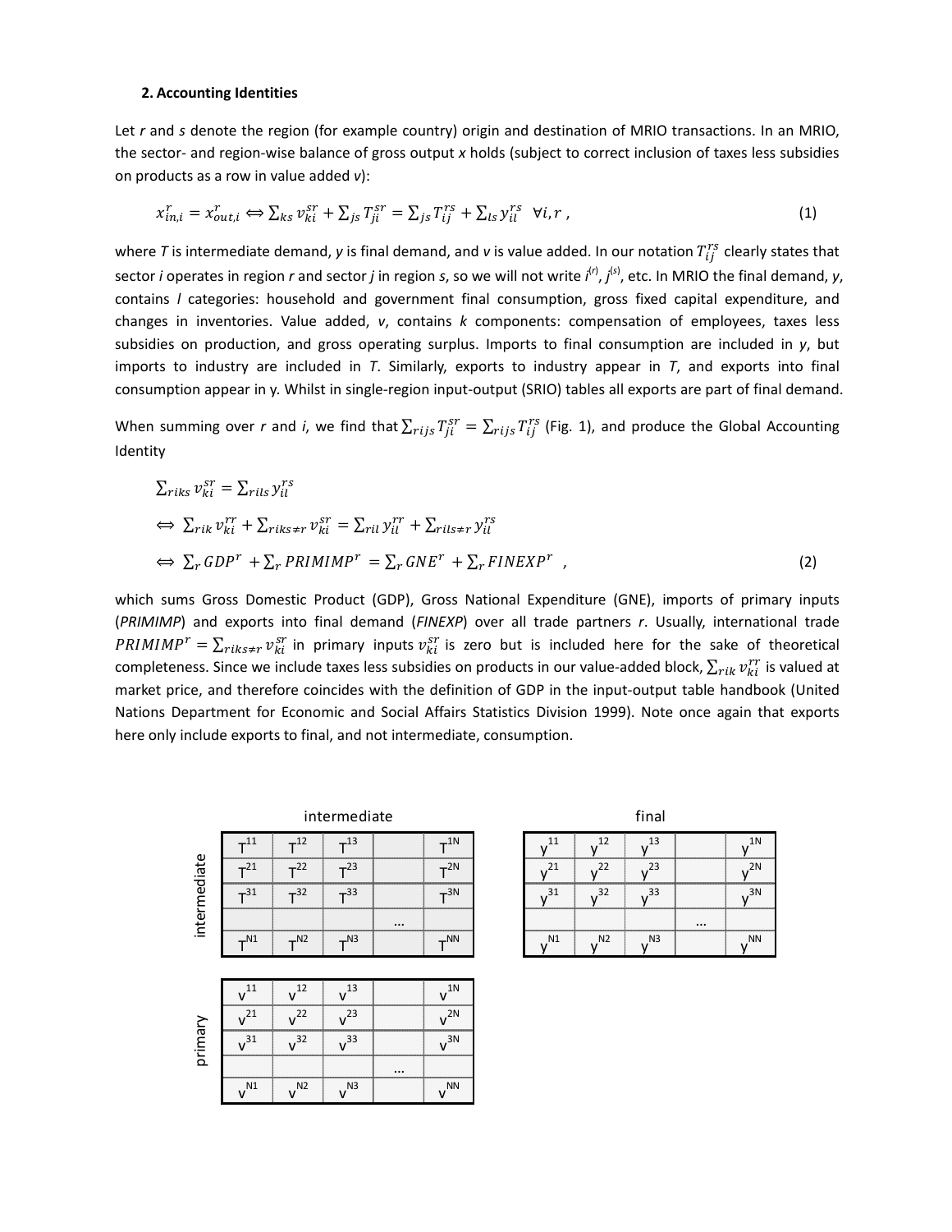### 2. Accounting Identities

Let *r* and *s* denote the region (for example country) origin and destination of MRIO transactions. In an MRIO, the sector- and region-wise balance of gross output *x* holds (subject to correct inclusion of taxes less subsidies on products as a row in value added *v*):

$$x^r_{in,i} = x^r_{out,i} \Leftrightarrow \sum_{ks} v^{sr}_{ki} + \sum_{js} T^{sr}_{ji} = \sum_{js} T^{rs}_{ij} + \sum_{ls} y^{rs}_{il} \quad \forall i, r \,, \tag{1}$$

where *T* is intermediate demand, *y* is final demand, and *v* is value added. In our notation $T^{rs}_{ij}$ clearly states that sector *i* operates in region *r* and sector *j* in region *s*, so we will not write $i^{(r)}$, $j^{(s)}$, etc. In MRIO the final demand, *y*, contains *l* categories: household and government final consumption, gross fixed capital expenditure, and changes in inventories. Value added, *v*, contains *k* components: compensation of employees, taxes less subsidies on production, and gross operating surplus. Imports to final consumption are included in *y*, but imports to industry are included in *T*. Similarly, exports to industry appear in *T*, and exports into final consumption appear in y. Whilst in single-region input-output (SRIO) tables all exports are part of final demand.

When summing over *r* and *i*, we find that $\sum_{rijs} T^{sr}_{ji} = \sum_{rijs} T^{rs}_{ij}$ (Fig. 1), and produce the Global Accounting Identity

$$\sum_{riks} v^{sr}_{ki} = \sum_{rils} y^{rs}_{il}$$

$$\Leftrightarrow \sum_{rik} v^{rr}_{ki} + \sum_{riks\neq r} v^{sr}_{ki} = \sum_{ril} y^{rr}_{il} + \sum_{rils\neq r} y^{rs}_{il}$$

$$\Leftrightarrow \sum_r GDP^r + \sum_r PRIMIMP^r = \sum_r GNE^r + \sum_r FINEXP^r \,, \tag{2}$$

which sums Gross Domestic Product (GDP), Gross National Expenditure (GNE), imports of primary inputs (*PRIMIMP*) and exports into final demand (*FINEXP*) over all trade partners *r*. Usually, international trade $PRIMIMP^r = \sum_{riks\neq r} v^{sr}_{ki}$ in primary inputs $v^{sr}_{ki}$ is zero but is included here for the sake of theoretical completeness. Since we include taxes less subsidies on products in our value-added block, $\sum_{rik} v^{rr}_{ki}$ is valued at market price, and therefore coincides with the definition of GDP in the input-output table handbook (United Nations Department for Economic and Social Affairs Statistics Division 1999). Note once again that exports here only include exports to final, and not intermediate, consumption.

**intermediate**

| | | | | | |
|---|---|---|---|---|---|
| intermediate | $T^{11}$ | $T^{12}$ | $T^{13}$ | | $T^{1N}$ |
| | $T^{21}$ | $T^{22}$ | $T^{23}$ | | $T^{2N}$ |
| | $T^{31}$ | $T^{32}$ | $T^{33}$ | | $T^{3N}$ |
| | | | | … | |
| | $T^{N1}$ | $T^{N2}$ | $T^{N3}$ | | $T^{NN}$ |
| primary | $v^{11}$ | $v^{12}$ | $v^{13}$ | | $v^{1N}$ |
| | $v^{21}$ | $v^{22}$ | $v^{23}$ | | $v^{2N}$ |
| | $v^{31}$ | $v^{32}$ | $v^{33}$ | | $v^{3N}$ |
| | | | | … | |
| | $v^{N1}$ | $v^{N2}$ | $v^{N3}$ | | $v^{NN}$ |

**final**

| | | | | |
|---|---|---|---|---|
| $y^{11}$ | $y^{12}$ | $y^{13}$ | | $y^{1N}$ |
| $y^{21}$ | $y^{22}$ | $y^{23}$ | | $y^{2N}$ |
| $y^{31}$ | $y^{32}$ | $y^{33}$ | | $y^{3N}$ |
| | | | … | |
| $y^{N1}$ | $y^{N2}$ | $y^{N3}$ | | $y^{NN}$ |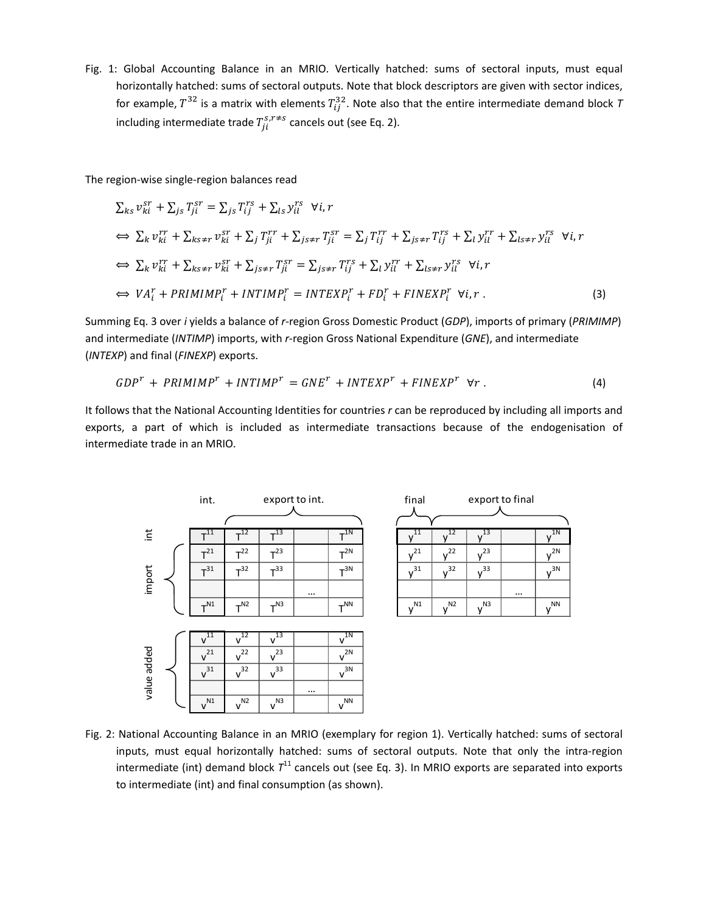Fig. 1: Global Accounting Balance in an MRIO. Vertically hatched: sums of sectoral inputs, must equal horizontally hatched: sums of sectoral outputs. Note that block descriptors are given with sector indices, for example, $T^{32}$ is a matrix with elements $T_{ij}^{32}$. Note also that the entire intermediate demand block $T$ including intermediate trade $T_{ji}^{s,r\neq s}$ cancels out (see Eq. 2).

The region-wise single-region balances read

$$\sum_{ks} v_{ki}^{sr} + \sum_{js} T_{ji}^{sr} = \sum_{js} T_{ij}^{rs} + \sum_{ls} y_{il}^{rs} \quad \forall i, r$$

$$\Leftrightarrow \sum_{k} v_{ki}^{rr} + \sum_{ks\neq r} v_{ki}^{sr} + \sum_{j} T_{ji}^{rr} + \sum_{js\neq r} T_{ji}^{sr} = \sum_{j} T_{ij}^{rr} + \sum_{js\neq r} T_{ij}^{rs} + \sum_{l} y_{il}^{rr} + \sum_{ls\neq r} y_{il}^{rs} \quad \forall i, r$$

$$\Leftrightarrow \sum_{k} v_{ki}^{rr} + \sum_{ks\neq r} v_{ki}^{sr} + \sum_{js\neq r} T_{ji}^{sr} = \sum_{js\neq r} T_{ij}^{rs} + \sum_{l} y_{il}^{rr} + \sum_{ls\neq r} y_{il}^{rs} \quad \forall i, r$$

$$\Leftrightarrow VA_i^r + PRIMIMP_i^r + INTIMP_i^r = INTEXP_i^r + FD_i^r + FINEXP_i^r \quad \forall i, r \,. \tag{3}$$

Summing Eq. 3 over $i$ yields a balance of $r$-region Gross Domestic Product ($GDP$), imports of primary ($PRIMIMP$) and intermediate ($INTIMP$) imports, with $r$-region Gross National Expenditure ($GNE$), and intermediate ($INTEXP$) and final ($FINEXP$) exports.

$$GDP^r + PRIMIMP^r + INTIMP^r = GNE^r + INTEXP^r + FINEXP^r \quad \forall r \,. \tag{4}$$

It follows that the National Accounting Identities for countries $r$ can be reproduced by including all imports and exports, a part of which is included as intermediate transactions because of the endogenisation of intermediate trade in an MRIO.

|  | int. | export to int. | | | |
|---|---|---|---|---|---|
| int | $T^{11}$ | $T^{12}$ | $T^{13}$ | | $T^{1N}$ |
| import | $T^{21}$ | $T^{22}$ | $T^{23}$ | | $T^{2N}$ |
| | $T^{31}$ | $T^{32}$ | $T^{33}$ | | $T^{3N}$ |
| | | | | … | |
| | $T^{N1}$ | $T^{N2}$ | $T^{N3}$ | | $T^{NN}$ |
| value added | $v^{11}$ | $v^{12}$ | $v^{13}$ | | $v^{1N}$ |
| | $v^{21}$ | $v^{22}$ | $v^{23}$ | | $v^{2N}$ |
| | $v^{31}$ | $v^{32}$ | $v^{33}$ | | $v^{3N}$ |
| | | | | … | |
| | $v^{N1}$ | $v^{N2}$ | $v^{N3}$ | | $v^{NN}$ |

| final | export to final | | | |
|---|---|---|---|---|
| $y^{11}$ | $y^{12}$ | $y^{13}$ | | $y^{1N}$ |
| $y^{21}$ | $y^{22}$ | $y^{23}$ | | $y^{2N}$ |
| $y^{31}$ | $y^{32}$ | $y^{33}$ | | $y^{3N}$ |
| | | | … | |
| $y^{N1}$ | $y^{N2}$ | $y^{N3}$ | | $y^{NN}$ |

Fig. 2: National Accounting Balance in an MRIO (exemplary for region 1). Vertically hatched: sums of sectoral inputs, must equal horizontally hatched: sums of sectoral outputs. Note that only the intra-region intermediate (int) demand block $T^{11}$ cancels out (see Eq. 3). In MRIO exports are separated into exports to intermediate (int) and final consumption (as shown).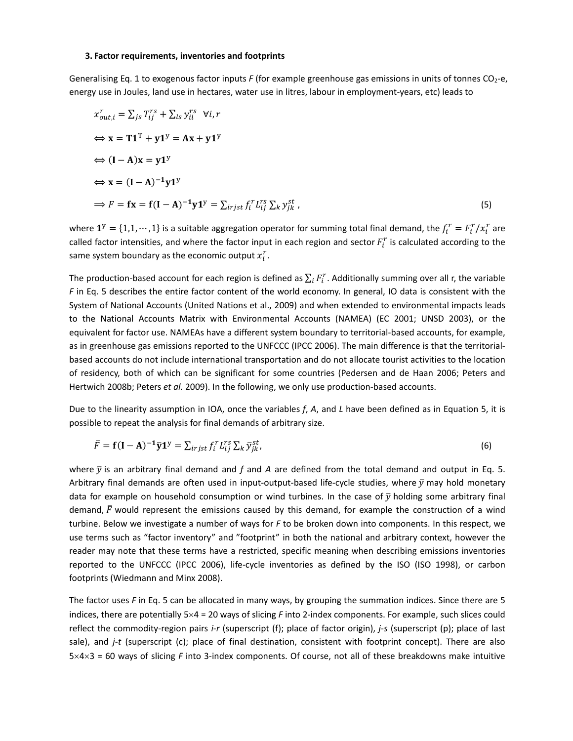### 3. Factor requirements, inventories and footprints

Generalising Eq. 1 to exogenous factor inputs $F$ (for example greenhouse gas emissions in units of tonnes $CO_2$-e, energy use in Joules, land use in hectares, water use in litres, labour in employment-years, etc) leads to

$$
\begin{aligned}
& x_{out,i}^{r} = \sum_{js} T_{ij}^{rs} + \sum_{ls} y_{il}^{rs} \quad \forall i,r \\
& \Leftrightarrow \mathbf{x} = \mathbf{T}\mathbf{1}^{\mathrm{T}} + \mathbf{y}\mathbf{1}^{y} = \mathbf{A}\mathbf{x} + \mathbf{y}\mathbf{1}^{y} \\
& \Leftrightarrow (\mathbf{I} - \mathbf{A})\mathbf{x} = \mathbf{y}\mathbf{1}^{y} \\
& \Leftrightarrow \mathbf{x} = (\mathbf{I} - \mathbf{A})^{-1}\mathbf{y}\mathbf{1}^{y} \\
& \Rightarrow F = \mathbf{f}\mathbf{x} = \mathbf{f}(\mathbf{I} - \mathbf{A})^{-1}\mathbf{y}\mathbf{1}^{y} = \sum_{irjst} f_i^r L_{ij}^{rs} \sum_k y_{jk}^{st}, \qquad (5)
\end{aligned}
$$

where $\mathbf{1}^{y} = \{1,1,\cdots,1\}$ is a suitable aggregation operator for summing total final demand, the $f_i^r = F_i^r / x_i^r$ are called factor intensities, and where the factor input in each region and sector $F_i^r$ is calculated according to the same system boundary as the economic output $x_i^r$.

The production-based account for each region is defined as $\sum_i F_i^r$. Additionally summing over all r, the variable $F$ in Eq. 5 describes the entire factor content of the world economy. In general, IO data is consistent with the System of National Accounts (United Nations et al., 2009) and when extended to environmental impacts leads to the National Accounts Matrix with Environmental Accounts (NAMEA) (EC 2001; UNSD 2003), or the equivalent for factor use. NAMEAs have a different system boundary to territorial-based accounts, for example, as in greenhouse gas emissions reported to the UNFCCC (IPCC 2006). The main difference is that the territorial-based accounts do not include international transportation and do not allocate tourist activities to the location of residency, both of which can be significant for some countries (Pedersen and de Haan 2006; Peters and Hertwich 2008b; Peters *et al.* 2009). In the following, we only use production-based accounts.

Due to the linearity assumption in IOA, once the variables $f$, $A$, and $L$ have been defined as in Equation 5, it is possible to repeat the analysis for final demands of arbitrary size.

$$
\bar{F} = \mathbf{f}(\mathbf{I} - \mathbf{A})^{-1}\bar{\mathbf{y}}\mathbf{1}^{y} = \sum_{irjst} f_i^r L_{ij}^{rs} \sum_k \bar{y}_{jk}^{st}, \qquad (6)
$$

where $\bar{y}$ is an arbitrary final demand and $f$ and $A$ are defined from the total demand and output in Eq. 5. Arbitrary final demands are often used in input-output-based life-cycle studies, where $\bar{y}$ may hold monetary data for example on household consumption or wind turbines. In the case of $\bar{y}$ holding some arbitrary final demand, $\bar{F}$ would represent the emissions caused by this demand, for example the construction of a wind turbine. Below we investigate a number of ways for $F$ to be broken down into components. In this respect, we use terms such as "factor inventory" and "footprint" in both the national and arbitrary context, however the reader may note that these terms have a restricted, specific meaning when describing emissions inventories reported to the UNFCCC (IPCC 2006), life-cycle inventories as defined by the ISO (ISO 1998), or carbon footprints (Wiedmann and Minx 2008).

The factor uses $F$ in Eq. 5 can be allocated in many ways, by grouping the summation indices. Since there are 5 indices, there are potentially 5×4 = 20 ways of slicing $F$ into 2-index components. For example, such slices could reflect the commodity-region pairs *i-r* (superscript (f); place of factor origin), *j-s* (superscript (p); place of last sale), and *j-t* (superscript (c); place of final destination, consistent with footprint concept). There are also 5×4×3 = 60 ways of slicing $F$ into 3-index components. Of course, not all of these breakdowns make intuitive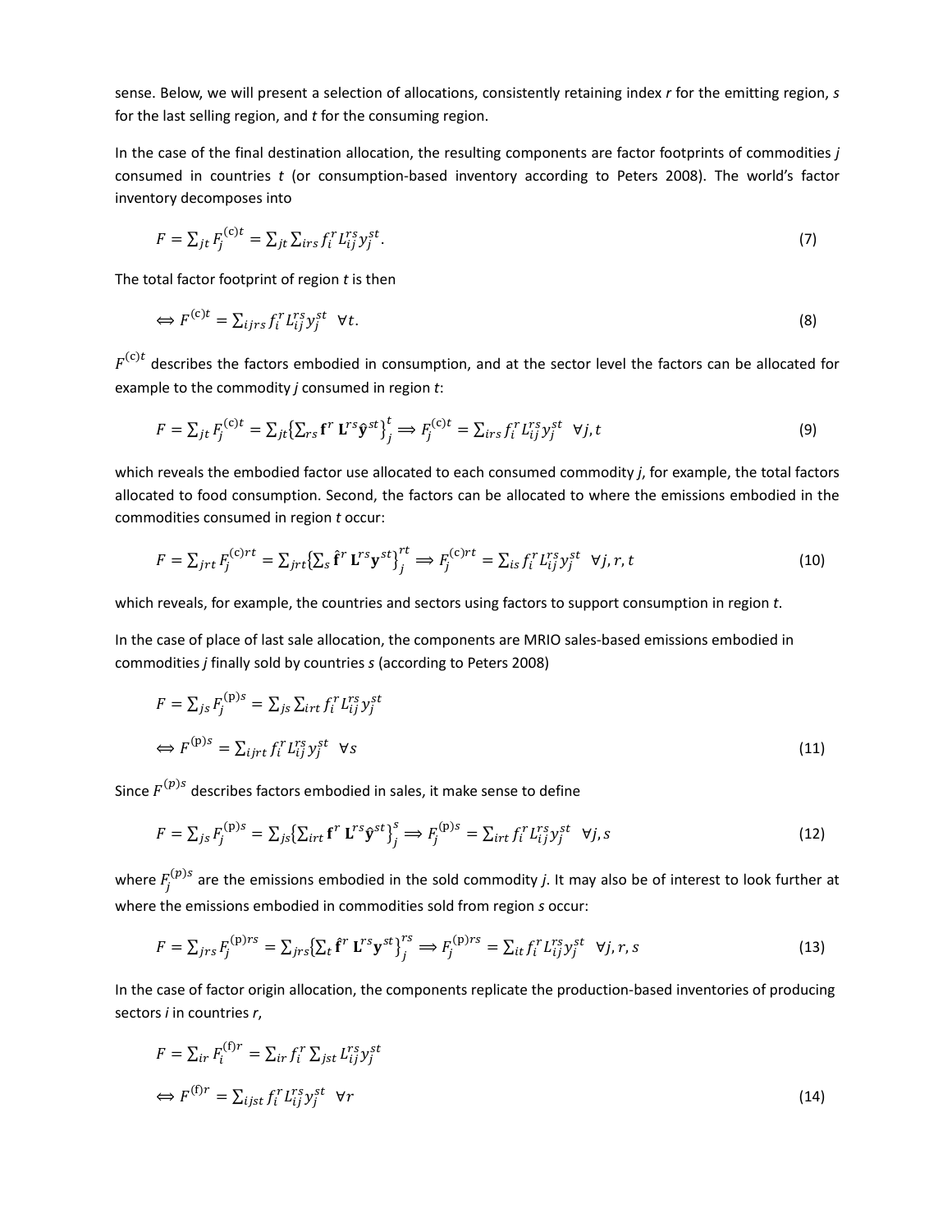sense. Below, we will present a selection of allocations, consistently retaining index $r$ for the emitting region, $s$ for the last selling region, and $t$ for the consuming region.

In the case of the final destination allocation, the resulting components are factor footprints of commodities $j$ consumed in countries $t$ (or consumption-based inventory according to Peters 2008). The world's factor inventory decomposes into

$$F = \sum_{jt} F_j^{(c)t} = \sum_{jt} \sum_{irs} f_i^r L_{ij}^{rs} y_j^{st}. \tag{7}$$

The total factor footprint of region $t$ is then

$$\Leftrightarrow F^{(c)t} = \sum_{ijrs} f_i^r L_{ij}^{rs} y_j^{st} \quad \forall t. \tag{8}$$

$F^{(c)t}$ describes the factors embodied in consumption, and at the sector level the factors can be allocated for example to the commodity $j$ consumed in region $t$:

$$F = \sum_{jt} F_j^{(c)t} = \sum_{jt} \left\{ \sum_{rs} \mathbf{f}^r \, \mathbf{L}^{rs} \hat{\mathbf{y}}^{st} \right\}_j^t \Longrightarrow F_j^{(c)t} = \sum_{irs} f_i^r L_{ij}^{rs} y_j^{st} \quad \forall j, t \tag{9}$$

which reveals the embodied factor use allocated to each consumed commodity $j$, for example, the total factors allocated to food consumption. Second, the factors can be allocated to where the emissions embodied in the commodities consumed in region $t$ occur:

$$F = \sum_{jrt} F_j^{(c)rt} = \sum_{jrt} \left\{ \sum_{s} \hat{\mathbf{f}}^r \, \mathbf{L}^{rs} \mathbf{y}^{st} \right\}_j^{rt} \Longrightarrow F_j^{(c)rt} = \sum_{is} f_i^r L_{ij}^{rs} y_j^{st} \quad \forall j, r, t \tag{10}$$

which reveals, for example, the countries and sectors using factors to support consumption in region $t$.

In the case of place of last sale allocation, the components are MRIO sales-based emissions embodied in commodities $j$ finally sold by countries $s$ (according to Peters 2008)

$$F = \sum_{js} F_j^{(p)s} = \sum_{js} \sum_{irt} f_i^r L_{ij}^{rs} y_j^{st}$$

$$\Leftrightarrow F^{(p)s} = \sum_{ijrt} f_i^r L_{ij}^{rs} y_j^{st} \quad \forall s \tag{11}$$

Since $F^{(p)s}$ describes factors embodied in sales, it make sense to define

$$F = \sum_{js} F_j^{(p)s} = \sum_{js} \left\{ \sum_{irt} \mathbf{f}^r \, \mathbf{L}^{rs} \hat{\mathbf{y}}^{st} \right\}_j^s \Longrightarrow F_j^{(p)s} = \sum_{irt} f_i^r L_{ij}^{rs} y_j^{st} \quad \forall j, s \tag{12}$$

where $F_j^{(p)s}$ are the emissions embodied in the sold commodity $j$. It may also be of interest to look further at where the emissions embodied in commodities sold from region $s$ occur:

$$F = \sum_{jrs} F_j^{(p)rs} = \sum_{jrs} \left\{ \sum_{t} \hat{\mathbf{f}}^r \, \mathbf{L}^{rs} \mathbf{y}^{st} \right\}_j^{rs} \Longrightarrow F_j^{(p)rs} = \sum_{it} f_i^r L_{ij}^{rs} y_j^{st} \quad \forall j, r, s \tag{13}$$

In the case of factor origin allocation, the components replicate the production-based inventories of producing sectors $i$ in countries $r$,

$$F = \sum_{ir} F_i^{(f)r} = \sum_{ir} f_i^r \sum_{jst} L_{ij}^{rs} y_j^{st}$$

$$\Leftrightarrow F^{(f)r} = \sum_{ijst} f_i^r L_{ij}^{rs} y_j^{st} \quad \forall r \tag{14}$$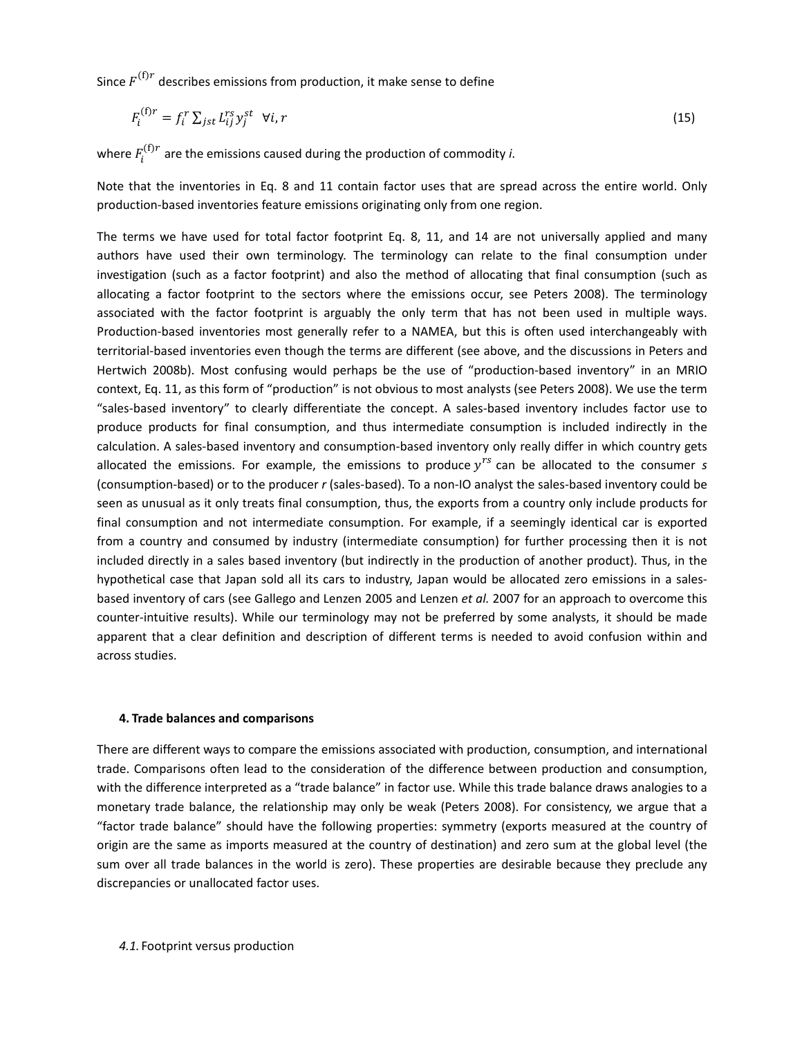Since $F^{(\mathrm{f})r}$ describes emissions from production, it make sense to define

$$F_i^{(\mathrm{f})r} = f_i^r \sum_{jst} L_{ij}^{rs} y_j^{st} \quad \forall i, r \tag{15}$$

where $F_i^{(\mathrm{f})r}$ are the emissions caused during the production of commodity *i*.

Note that the inventories in Eq. 8 and 11 contain factor uses that are spread across the entire world. Only production-based inventories feature emissions originating only from one region.

The terms we have used for total factor footprint Eq. 8, 11, and 14 are not universally applied and many authors have used their own terminology. The terminology can relate to the final consumption under investigation (such as a factor footprint) and also the method of allocating that final consumption (such as allocating a factor footprint to the sectors where the emissions occur, see Peters 2008). The terminology associated with the factor footprint is arguably the only term that has not been used in multiple ways. Production-based inventories most generally refer to a NAMEA, but this is often used interchangeably with territorial-based inventories even though the terms are different (see above, and the discussions in Peters and Hertwich 2008b). Most confusing would perhaps be the use of "production-based inventory" in an MRIO context, Eq. 11, as this form of "production" is not obvious to most analysts (see Peters 2008). We use the term "sales-based inventory" to clearly differentiate the concept. A sales-based inventory includes factor use to produce products for final consumption, and thus intermediate consumption is included indirectly in the calculation. A sales-based inventory and consumption-based inventory only really differ in which country gets allocated the emissions. For example, the emissions to produce $y^{rs}$ can be allocated to the consumer *s* (consumption-based) or to the producer *r* (sales-based). To a non-IO analyst the sales-based inventory could be seen as unusual as it only treats final consumption, thus, the exports from a country only include products for final consumption and not intermediate consumption. For example, if a seemingly identical car is exported from a country and consumed by industry (intermediate consumption) for further processing then it is not included directly in a sales based inventory (but indirectly in the production of another product). Thus, in the hypothetical case that Japan sold all its cars to industry, Japan would be allocated zero emissions in a sales-based inventory of cars (see Gallego and Lenzen 2005 and Lenzen *et al.* 2007 for an approach to overcome this counter-intuitive results). While our terminology may not be preferred by some analysts, it should be made apparent that a clear definition and description of different terms is needed to avoid confusion within and across studies.

## 4. Trade balances and comparisons

There are different ways to compare the emissions associated with production, consumption, and international trade. Comparisons often lead to the consideration of the difference between production and consumption, with the difference interpreted as a "trade balance" in factor use. While this trade balance draws analogies to a monetary trade balance, the relationship may only be weak (Peters 2008). For consistency, we argue that a "factor trade balance" should have the following properties: symmetry (exports measured at the country of origin are the same as imports measured at the country of destination) and zero sum at the global level (the sum over all trade balances in the world is zero). These properties are desirable because they preclude any discrepancies or unallocated factor uses.

### *4.1.* Footprint versus production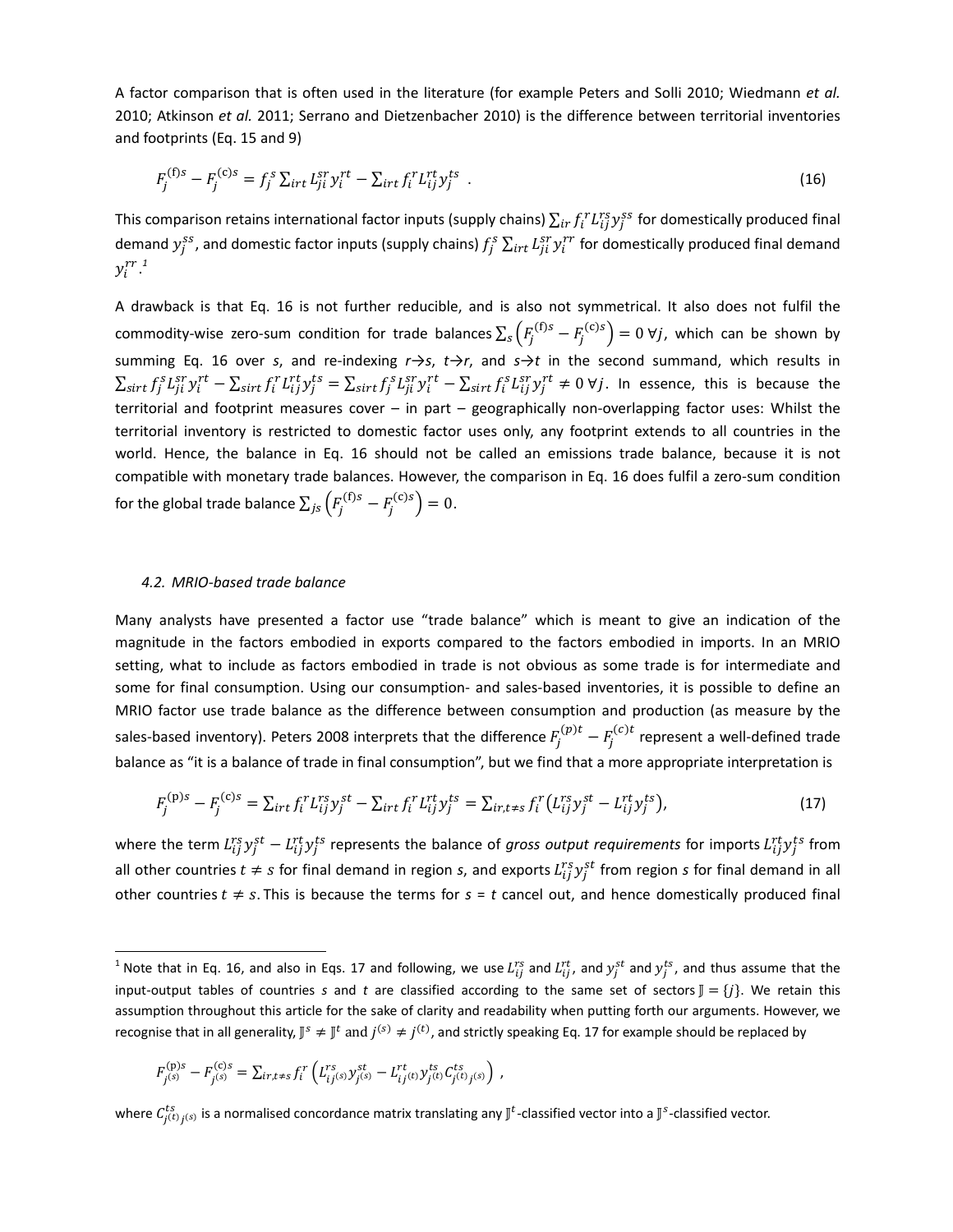A factor comparison that is often used in the literature (for example Peters and Solli 2010; Wiedmann *et al.* 2010; Atkinson *et al.* 2011; Serrano and Dietzenbacher 2010) is the difference between territorial inventories and footprints (Eq. 15 and 9)

$$F_j^{(\mathrm{f})s} - F_j^{(\mathrm{c})s} = f_j^s \sum_{irt} L_{ji}^{sr} y_i^{rt} - \sum_{irt} f_i^r L_{ij}^{rt} y_j^{ts} \quad . \tag{16}$$

This comparison retains international factor inputs (supply chains) $\sum_{ir} f_i^r L_{ij}^{rs} y_j^{ss}$ for domestically produced final demand $y_j^{ss}$, and domestic factor inputs (supply chains) $f_j^s \sum_{irt} L_{ji}^{sr} y_i^{rr}$ for domestically produced final demand $y_i^{rr}$.[1]

A drawback is that Eq. 16 is not further reducible, and is also not symmetrical. It also does not fulfil the commodity-wise zero-sum condition for trade balances $\sum_s \left(F_j^{(\mathrm{f})s} - F_j^{(\mathrm{c})s}\right) = 0 \; \forall j$, which can be shown by summing Eq. 16 over *s*, and re-indexing *r→s*, *t→r*, and *s→t* in the second summand, which results in $\sum_{sirt} f_j^s L_{ji}^{sr} y_i^{rt} - \sum_{sirt} f_i^r L_{ij}^{rt} y_j^{ts} = \sum_{sirt} f_j^s L_{ji}^{sr} y_i^{rt} - \sum_{sirt} f_i^s L_{ij}^{sr} y_j^{rt} \neq 0 \; \forall j$. In essence, this is because the territorial and footprint measures cover – in part – geographically non-overlapping factor uses: Whilst the territorial inventory is restricted to domestic factor uses only, any footprint extends to all countries in the world. Hence, the balance in Eq. 16 should not be called an emissions trade balance, because it is not compatible with monetary trade balances. However, the comparison in Eq. 16 does fulfil a zero-sum condition for the global trade balance $\sum_{js} \left(F_j^{(\mathrm{f})s} - F_j^{(\mathrm{c})s}\right) = 0$.

#### *4.2. MRIO-based trade balance*

Many analysts have presented a factor use "trade balance" which is meant to give an indication of the magnitude in the factors embodied in exports compared to the factors embodied in imports. In an MRIO setting, what to include as factors embodied in trade is not obvious as some trade is for intermediate and some for final consumption. Using our consumption- and sales-based inventories, it is possible to define an MRIO factor use trade balance as the difference between consumption and production (as measure by the sales-based inventory). Peters 2008 interprets that the difference $F_j^{(p)t} - F_j^{(c)t}$ represent a well-defined trade balance as "it is a balance of trade in final consumption", but we find that a more appropriate interpretation is

$$F_j^{(\mathrm{p})s} - F_j^{(\mathrm{c})s} = \sum_{irt} f_i^r L_{ij}^{rs} y_j^{st} - \sum_{irt} f_i^r L_{ij}^{rt} y_j^{ts} = \sum_{ir,t\neq s} f_i^r \left(L_{ij}^{rs} y_j^{st} - L_{ij}^{rt} y_j^{ts}\right), \tag{17}$$

where the term $L_{ij}^{rs} y_j^{st} - L_{ij}^{rt} y_j^{ts}$ represents the balance of *gross output requirements* for imports $L_{ij}^{rt} y_j^{ts}$ from all other countries $t \neq s$ for final demand in region *s*, and exports $L_{ij}^{rs} y_j^{st}$ from region *s* for final demand in all other countries $t \neq s$. This is because the terms for *s* = *t* cancel out, and hence domestically produced final

---

[1] Note that in Eq. 16, and also in Eqs. 17 and following, we use $L_{ij}^{rs}$ and $L_{ij}^{rt}$, and $y_j^{st}$ and $y_j^{ts}$, and thus assume that the input-output tables of countries *s* and *t* are classified according to the same set of sectors $\mathbb{J} = \{j\}$. We retain this assumption throughout this article for the sake of clarity and readability when putting forth our arguments. However, we recognise that in all generality, $\mathbb{J}^s \neq \mathbb{J}^t$ and $j^{(s)} \neq j^{(t)}$, and strictly speaking Eq. 17 for example should be replaced by

$$F_{j^{(s)}}^{(\mathrm{p})s} - F_{j^{(s)}}^{(\mathrm{c})s} = \sum_{ir,t\neq s} f_i^r \left(L_{ij^{(s)}}^{rs} y_{j^{(s)}}^{st} - L_{ij^{(t)}}^{rt} y_{j^{(t)}}^{ts} C_{j^{(t)}j^{(s)}}^{ts}\right) \; ,$$

where $C_{j^{(t)}j^{(s)}}^{ts}$ is a normalised concordance matrix translating any $\mathbb{J}^t$-classified vector into a $\mathbb{J}^s$-classified vector.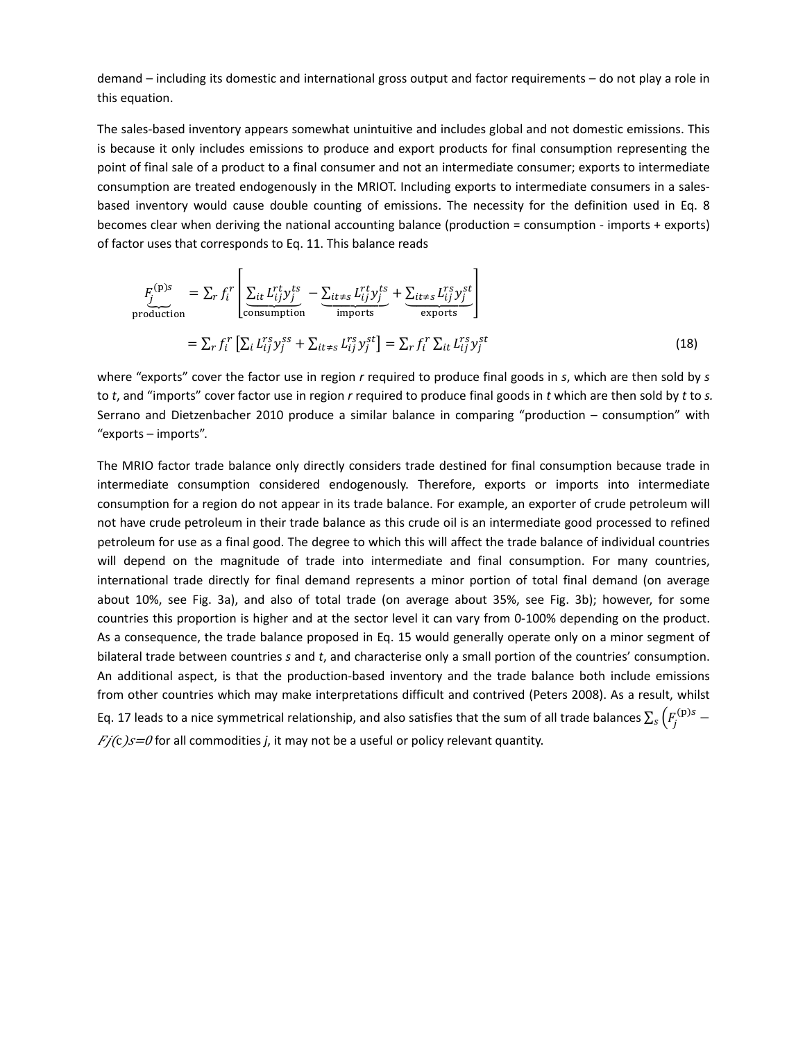demand – including its domestic and international gross output and factor requirements – do not play a role in this equation.

The sales-based inventory appears somewhat unintuitive and includes global and not domestic emissions. This is because it only includes emissions to produce and export products for final consumption representing the point of final sale of a product to a final consumer and not an intermediate consumer; exports to intermediate consumption are treated endogenously in the MRIOT. Including exports to intermediate consumers in a sales-based inventory would cause double counting of emissions. The necessity for the definition used in Eq. 8 becomes clear when deriving the national accounting balance (production = consumption - imports + exports) of factor uses that corresponds to Eq. 11. This balance reads

$$
\begin{aligned}
\underbrace{F_j^{(\mathrm{p})s}}_{\text{production}} &= \sum_r f_i^r \left[ \underbrace{\sum_{it} L_{ij}^{rt} y_j^{ts}}_{\text{consumption}} - \underbrace{\sum_{it \neq s} L_{ij}^{rt} y_j^{ts}}_{\text{imports}} + \underbrace{\sum_{it \neq s} L_{ij}^{rs} y_j^{st}}_{\text{exports}} \right] \\
&= \sum_r f_i^r \left[ \sum_i L_{ij}^{rs} y_j^{ss} + \sum_{it \neq s} L_{ij}^{rs} y_j^{st} \right] = \sum_r f_i^r \sum_{it} L_{ij}^{rs} y_j^{st}
\end{aligned}
\tag{18}
$$

where “exports” cover the factor use in region *r* required to produce final goods in *s*, which are then sold by *s* to *t*, and “imports” cover factor use in region *r* required to produce final goods in *t* which are then sold by *t* to *s.* Serrano and Dietzenbacher 2010 produce a similar balance in comparing “production – consumption” with “exports – imports”.

The MRIO factor trade balance only directly considers trade destined for final consumption because trade in intermediate consumption considered endogenously. Therefore, exports or imports into intermediate consumption for a region do not appear in its trade balance. For example, an exporter of crude petroleum will not have crude petroleum in their trade balance as this crude oil is an intermediate good processed to refined petroleum for use as a final good. The degree to which this will affect the trade balance of individual countries will depend on the magnitude of trade into intermediate and final consumption. For many countries, international trade directly for final demand represents a minor portion of total final demand (on average about 10%, see Fig. 3a), and also of total trade (on average about 35%, see Fig. 3b); however, for some countries this proportion is higher and at the sector level it can vary from 0-100% depending on the product. As a consequence, the trade balance proposed in Eq. 15 would generally operate only on a minor segment of bilateral trade between countries *s* and *t*, and characterise only a small portion of the countries’ consumption. An additional aspect, is that the production-based inventory and the trade balance both include emissions from other countries which may make interpretations difficult and contrived (Peters 2008). As a result, whilst Eq. 17 leads to a nice symmetrical relationship, and also satisfies that the sum of all trade balances $\sum_s \left( F_j^{(\mathrm{p})s} - F_j^{(\mathrm{c})s} \right) = 0$ for all commodities *j*, it may not be a useful or policy relevant quantity.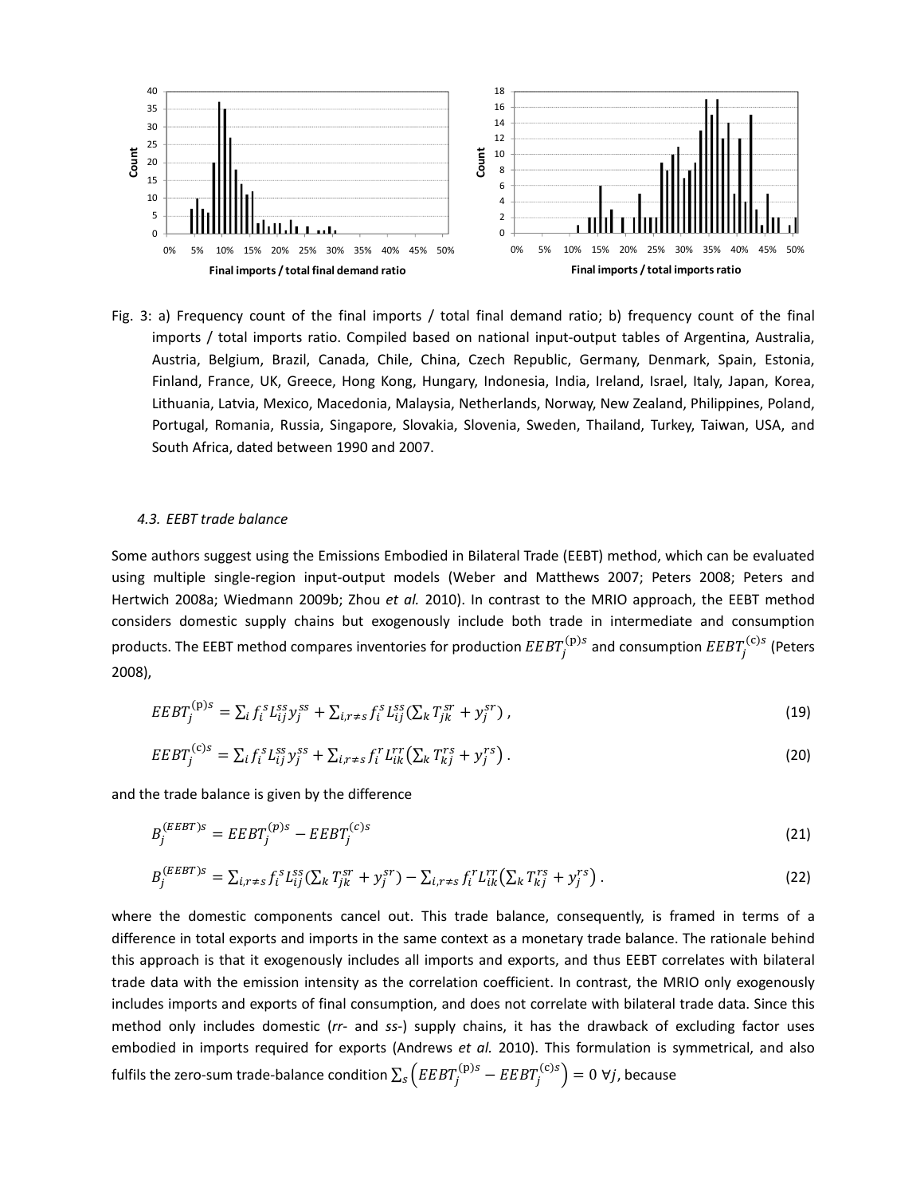Fig. 3: a) Frequency count of the final imports / total final demand ratio; b) frequency count of the final imports / total imports ratio. Compiled based on national input-output tables of Argentina, Australia, Austria, Belgium, Brazil, Canada, Chile, China, Czech Republic, Germany, Denmark, Spain, Estonia, Finland, France, UK, Greece, Hong Kong, Hungary, Indonesia, India, Ireland, Israel, Italy, Japan, Korea, Lithuania, Latvia, Mexico, Macedonia, Malaysia, Netherlands, Norway, New Zealand, Philippines, Poland, Portugal, Romania, Russia, Singapore, Slovakia, Slovenia, Sweden, Thailand, Turkey, Taiwan, USA, and South Africa, dated between 1990 and 2007.

### *4.3. EEBT trade balance*

Some authors suggest using the Emissions Embodied in Bilateral Trade (EEBT) method, which can be evaluated using multiple single-region input-output models (Weber and Matthews 2007; Peters 2008; Peters and Hertwich 2008a; Wiedmann 2009b; Zhou *et al.* 2010). In contrast to the MRIO approach, the EEBT method considers domestic supply chains but exogenously include both trade in intermediate and consumption products. The EEBT method compares inventories for production $EEBT_j^{(\mathrm{p})s}$ and consumption $EEBT_j^{(\mathrm{c})s}$ (Peters 2008),

$$EEBT_j^{(\mathrm{p})s} = \sum_i f_i^s L_{ij}^{ss} y_j^{ss} + \sum_{i,r\neq s} f_i^s L_{ij}^{ss} \left( \sum_k T_{jk}^{sr} + y_j^{sr} \right), \tag{19}$$

$$EEBT_j^{(\mathrm{c})s} = \sum_i f_i^s L_{ij}^{ss} y_j^{ss} + \sum_{i,r\neq s} f_i^r L_{ik}^{rr} \left( \sum_k T_{kj}^{rs} + y_j^{rs} \right). \tag{20}$$

and the trade balance is given by the difference

$$B_j^{(EEBT)s} = EEBT_j^{(\mathrm{p})s} - EEBT_j^{(c)s} \tag{21}$$

$$B_j^{(EEBT)s} = \sum_{i,r\neq s} f_i^s L_{ij}^{ss} \left( \sum_k T_{jk}^{sr} + y_j^{sr} \right) - \sum_{i,r\neq s} f_i^r L_{ik}^{rr} \left( \sum_k T_{kj}^{rs} + y_j^{rs} \right). \tag{22}$$

where the domestic components cancel out. This trade balance, consequently, is framed in terms of a difference in total exports and imports in the same context as a monetary trade balance. The rationale behind this approach is that it exogenously includes all imports and exports, and thus EEBT correlates with bilateral trade data with the emission intensity as the correlation coefficient. In contrast, the MRIO only exogenously includes imports and exports of final consumption, and does not correlate with bilateral trade data. Since this method only includes domestic (*rr*- and *ss*-) supply chains, it has the drawback of excluding factor uses embodied in imports required for exports (Andrews *et al.* 2010). This formulation is symmetrical, and also fulfils the zero-sum trade-balance condition $\sum_s \left( EEBT_j^{(\mathrm{p})s} - EEBT_j^{(\mathrm{c})s} \right) = 0 \ \forall j$, because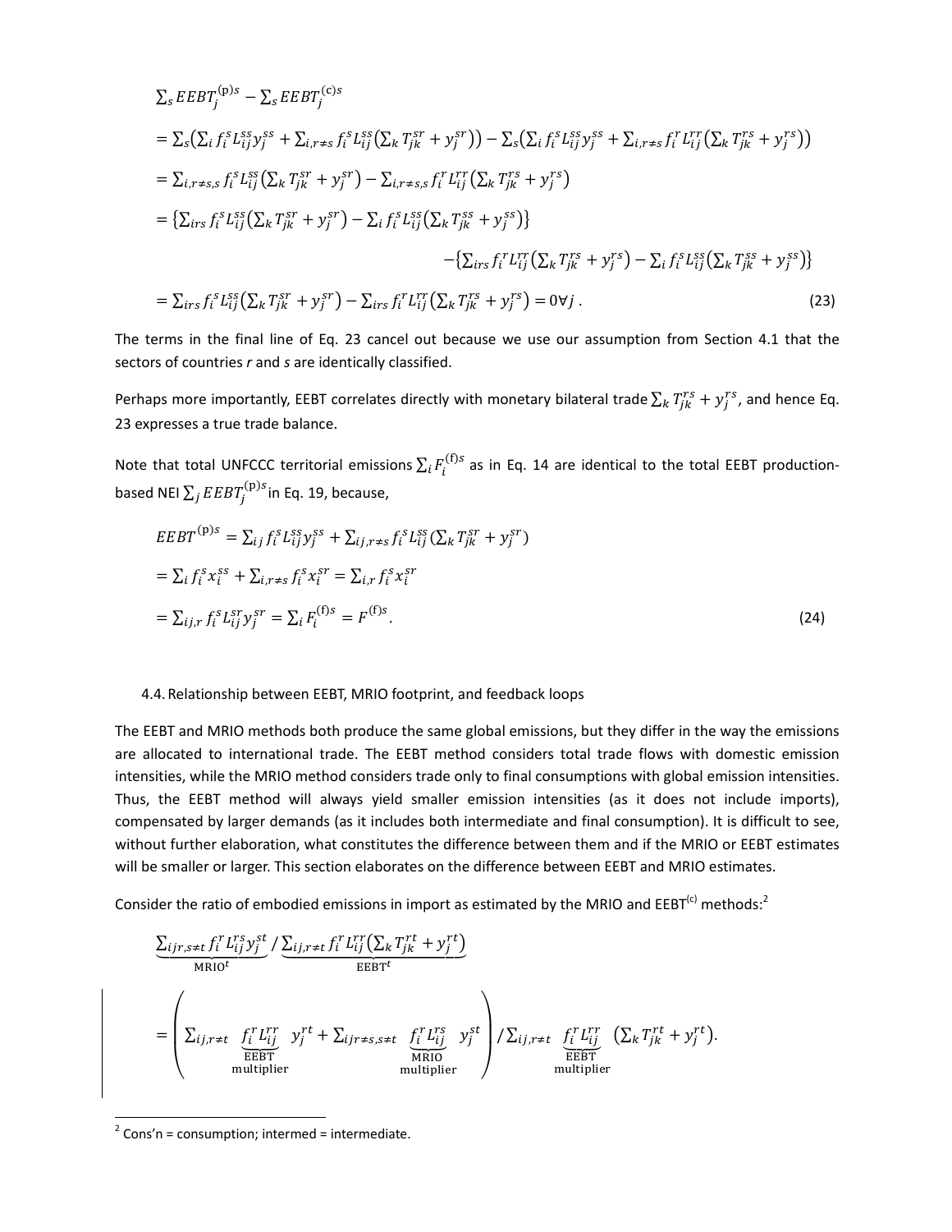$$\sum_s EEBT_j^{(\mathrm{p})s} - \sum_s EEBT_j^{(\mathrm{c})s}$$

$$= \sum_s \left( \sum_i f_i^s L_{ij}^{ss} y_j^{ss} + \sum_{i,r \neq s} f_i^s L_{ij}^{ss} \left( \sum_k T_{jk}^{sr} + y_j^{sr} \right) \right) - \sum_s \left( \sum_i f_i^s L_{ij}^{ss} y_j^{ss} + \sum_{i,r \neq s} f_i^r L_{ij}^{rr} \left( \sum_k T_{jk}^{rs} + y_j^{rs} \right) \right)$$

$$= \sum_{i,r \neq s,s} f_i^s L_{ij}^{ss} \left( \sum_k T_{jk}^{sr} + y_j^{sr} \right) - \sum_{i,r \neq s,s} f_i^r L_{ij}^{rr} \left( \sum_k T_{jk}^{rs} + y_j^{rs} \right)$$

$$= \left\{ \sum_{irs} f_i^s L_{ij}^{ss} \left( \sum_k T_{jk}^{sr} + y_j^{sr} \right) - \sum_i f_i^s L_{ij}^{ss} \left( \sum_k T_{jk}^{ss} + y_j^{ss} \right) \right\}$$

$$- \left\{ \sum_{irs} f_i^r L_{ij}^{rr} \left( \sum_k T_{jk}^{rs} + y_j^{rs} \right) - \sum_i f_i^s L_{ij}^{ss} \left( \sum_k T_{jk}^{ss} + y_j^{ss} \right) \right\}$$

$$= \sum_{irs} f_i^s L_{ij}^{ss} \left( \sum_k T_{jk}^{sr} + y_j^{sr} \right) - \sum_{irs} f_i^r L_{ij}^{rr} \left( \sum_k T_{jk}^{rs} + y_j^{rs} \right) = 0 \forall j \, . \tag{23}$$

The terms in the final line of Eq. 23 cancel out because we use our assumption from Section 4.1 that the sectors of countries *r* and *s* are identically classified.

Perhaps more importantly, EEBT correlates directly with monetary bilateral trade $\sum_k T_{jk}^{rs} + y_j^{rs}$, and hence Eq. 23 expresses a true trade balance.

Note that total UNFCCC territorial emissions $\sum_i F_i^{(\mathrm{f})s}$ as in Eq. 14 are identical to the total EEBT production-based NEI $\sum_j EEBT_j^{(\mathrm{p})s}$ in Eq. 19, because,

$$EEBT^{(\mathrm{p})s} = \sum_{ij} f_i^s L_{ij}^{ss} y_j^{ss} + \sum_{ij,r \neq s} f_i^s L_{ij}^{ss} \left( \sum_k T_{jk}^{sr} + y_j^{sr} \right)$$

$$= \sum_i f_i^s x_i^{ss} + \sum_{i,r \neq s} f_i^s x_i^{sr} = \sum_{i,r} f_i^s x_i^{sr}$$

$$= \sum_{ij,r} f_i^s L_{ij}^{sr} y_j^{sr} = \sum_i F_i^{(\mathrm{f})s} = F^{(\mathrm{f})s} . \tag{24}$$

### 4.4. Relationship between EEBT, MRIO footprint, and feedback loops

The EEBT and MRIO methods both produce the same global emissions, but they differ in the way the emissions are allocated to international trade. The EEBT method considers total trade flows with domestic emission intensities, while the MRIO method considers trade only to final consumptions with global emission intensities. Thus, the EEBT method will always yield smaller emission intensities (as it does not include imports), compensated by larger demands (as it includes both intermediate and final consumption). It is difficult to see, without further elaboration, what constitutes the difference between them and if the MRIO or EEBT estimates will be smaller or larger. This section elaborates on the difference between EEBT and MRIO estimates.

Consider the ratio of embodied emissions in import as estimated by the MRIO and EEBT$^{(\mathrm{c})}$ methods:[2]

$$\underbrace{\sum_{ijr,s \neq t} f_i^r L_{ij}^{rs} y_j^{st}}_{\mathrm{MRIO}^t} \Big/ \underbrace{\sum_{ij,r \neq t} f_i^r L_{ij}^{rr} \left( \sum_k T_{jk}^{rt} + y_j^{rt} \right)}_{\mathrm{EEBT}^t}$$

$$= \left( \sum_{ij,r \neq t} \underbrace{f_i^r L_{ij}^{rr}}_{\substack{\mathrm{EEBT} \\ \mathrm{multiplier}}} y_j^{rt} + \sum_{ijr \neq s,s \neq t} \underbrace{f_i^r L_{ij}^{rs}}_{\substack{\mathrm{MRIO} \\ \mathrm{multiplier}}} y_j^{st} \right) \Big/ \sum_{ij,r \neq t} \underbrace{f_i^r L_{ij}^{rr}}_{\substack{\mathrm{EEBT} \\ \mathrm{multiplier}}} \left( \sum_k T_{jk}^{rt} + y_j^{rt} \right).$$

[2] Cons'n = consumption; intermed = intermediate.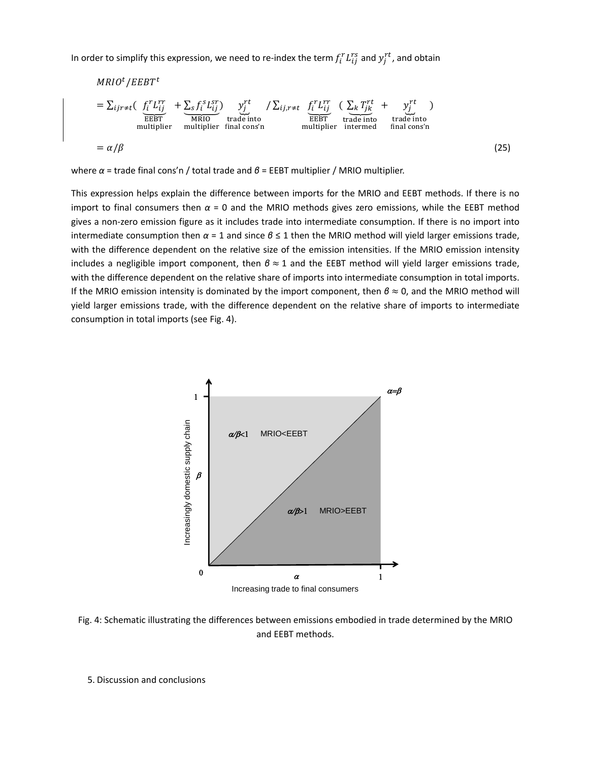In order to simplify this expression, we need to re-index the term $f_i^r L_{ij}^{rs}$ and $y_j^{rt}$, and obtain

$$
\begin{aligned}
& MRIO^t / EEBT^t \\
&= \sum_{ijr \neq t} \Big( \underbrace{f_i^r L_{ij}^{rr}}_{\substack{\text{EEBT} \\ \text{multiplier}}} + \underbrace{\textstyle\sum_s f_i^s L_{ij}^{sr}}_{\substack{\text{MRIO} \\ \text{multiplier}}} \Big) \underbrace{y_j^{rt}}_{\substack{\text{trade into} \\ \text{final cons'n}}} \Big/ \sum_{ij, r \neq t} \underbrace{f_i^r L_{ij}^{rr}}_{\substack{\text{EEBT} \\ \text{multiplier}}} \Big( \underbrace{\textstyle\sum_k T_{jk}^{rt}}_{\substack{\text{trade into} \\ \text{intermed}}} + \underbrace{y_j^{rt}}_{\substack{\text{trade into} \\ \text{final cons'n}}} \Big) \\
&= \alpha / \beta
\end{aligned} \tag{25}
$$

where $\alpha$ = trade final cons'n / total trade and $\beta$ = EEBT multiplier / MRIO multiplier.

This expression helps explain the difference between imports for the MRIO and EEBT methods. If there is no import to final consumers then $\alpha = 0$ and the MRIO methods gives zero emissions, while the EEBT method gives a non-zero emission figure as it includes trade into intermediate consumption. If there is no import into intermediate consumption then $\alpha = 1$ and since $\beta \leq 1$ then the MRIO method will yield larger emissions trade, with the difference dependent on the relative size of the emission intensities. If the MRIO emission intensity includes a negligible import component, then $\beta \approx 1$ and the EEBT method will yield larger emissions trade, with the difference dependent on the relative share of imports into intermediate consumption in total imports. If the MRIO emission intensity is dominated by the import component, then $\beta \approx 0$, and the MRIO method will yield larger emissions trade, with the difference dependent on the relative share of imports to intermediate consumption in total imports (see Fig. 4).

Fig. 4: Schematic illustrating the differences between emissions embodied in trade determined by the MRIO and EEBT methods.

## 5. Discussion and conclusions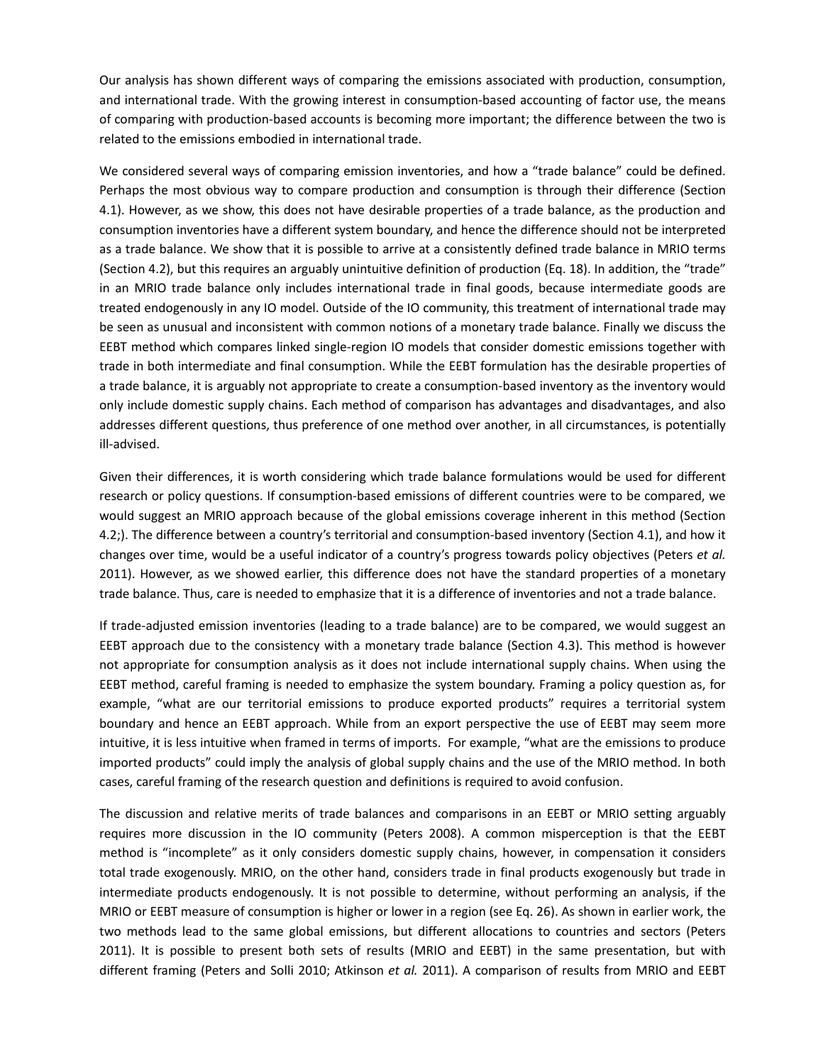Our analysis has shown different ways of comparing the emissions associated with production, consumption, and international trade. With the growing interest in consumption-based accounting of factor use, the means of comparing with production-based accounts is becoming more important; the difference between the two is related to the emissions embodied in international trade.

We considered several ways of comparing emission inventories, and how a "trade balance" could be defined. Perhaps the most obvious way to compare production and consumption is through their difference (Section 4.1). However, as we show, this does not have desirable properties of a trade balance, as the production and consumption inventories have a different system boundary, and hence the difference should not be interpreted as a trade balance. We show that it is possible to arrive at a consistently defined trade balance in MRIO terms (Section 4.2), but this requires an arguably unintuitive definition of production (Eq. 18). In addition, the "trade" in an MRIO trade balance only includes international trade in final goods, because intermediate goods are treated endogenously in any IO model. Outside of the IO community, this treatment of international trade may be seen as unusual and inconsistent with common notions of a monetary trade balance. Finally we discuss the EEBT method which compares linked single-region IO models that consider domestic emissions together with trade in both intermediate and final consumption. While the EEBT formulation has the desirable properties of a trade balance, it is arguably not appropriate to create a consumption-based inventory as the inventory would only include domestic supply chains. Each method of comparison has advantages and disadvantages, and also addresses different questions, thus preference of one method over another, in all circumstances, is potentially ill-advised.

Given their differences, it is worth considering which trade balance formulations would be used for different research or policy questions. If consumption-based emissions of different countries were to be compared, we would suggest an MRIO approach because of the global emissions coverage inherent in this method (Section 4.2;). The difference between a country's territorial and consumption-based inventory (Section 4.1), and how it changes over time, would be a useful indicator of a country's progress towards policy objectives (Peters *et al.* 2011). However, as we showed earlier, this difference does not have the standard properties of a monetary trade balance. Thus, care is needed to emphasize that it is a difference of inventories and not a trade balance.

If trade-adjusted emission inventories (leading to a trade balance) are to be compared, we would suggest an EEBT approach due to the consistency with a monetary trade balance (Section 4.3). This method is however not appropriate for consumption analysis as it does not include international supply chains. When using the EEBT method, careful framing is needed to emphasize the system boundary. Framing a policy question as, for example, "what are our territorial emissions to produce exported products" requires a territorial system boundary and hence an EEBT approach. While from an export perspective the use of EEBT may seem more intuitive, it is less intuitive when framed in terms of imports. For example, "what are the emissions to produce imported products" could imply the analysis of global supply chains and the use of the MRIO method. In both cases, careful framing of the research question and definitions is required to avoid confusion.

The discussion and relative merits of trade balances and comparisons in an EEBT or MRIO setting arguably requires more discussion in the IO community (Peters 2008). A common misperception is that the EEBT method is "incomplete" as it only considers domestic supply chains, however, in compensation it considers total trade exogenously. MRIO, on the other hand, considers trade in final products exogenously but trade in intermediate products endogenously. It is not possible to determine, without performing an analysis, if the MRIO or EEBT measure of consumption is higher or lower in a region (see Eq. 26). As shown in earlier work, the two methods lead to the same global emissions, but different allocations to countries and sectors (Peters 2011). It is possible to present both sets of results (MRIO and EEBT) in the same presentation, but with different framing (Peters and Solli 2010; Atkinson *et al.* 2011). A comparison of results from MRIO and EEBT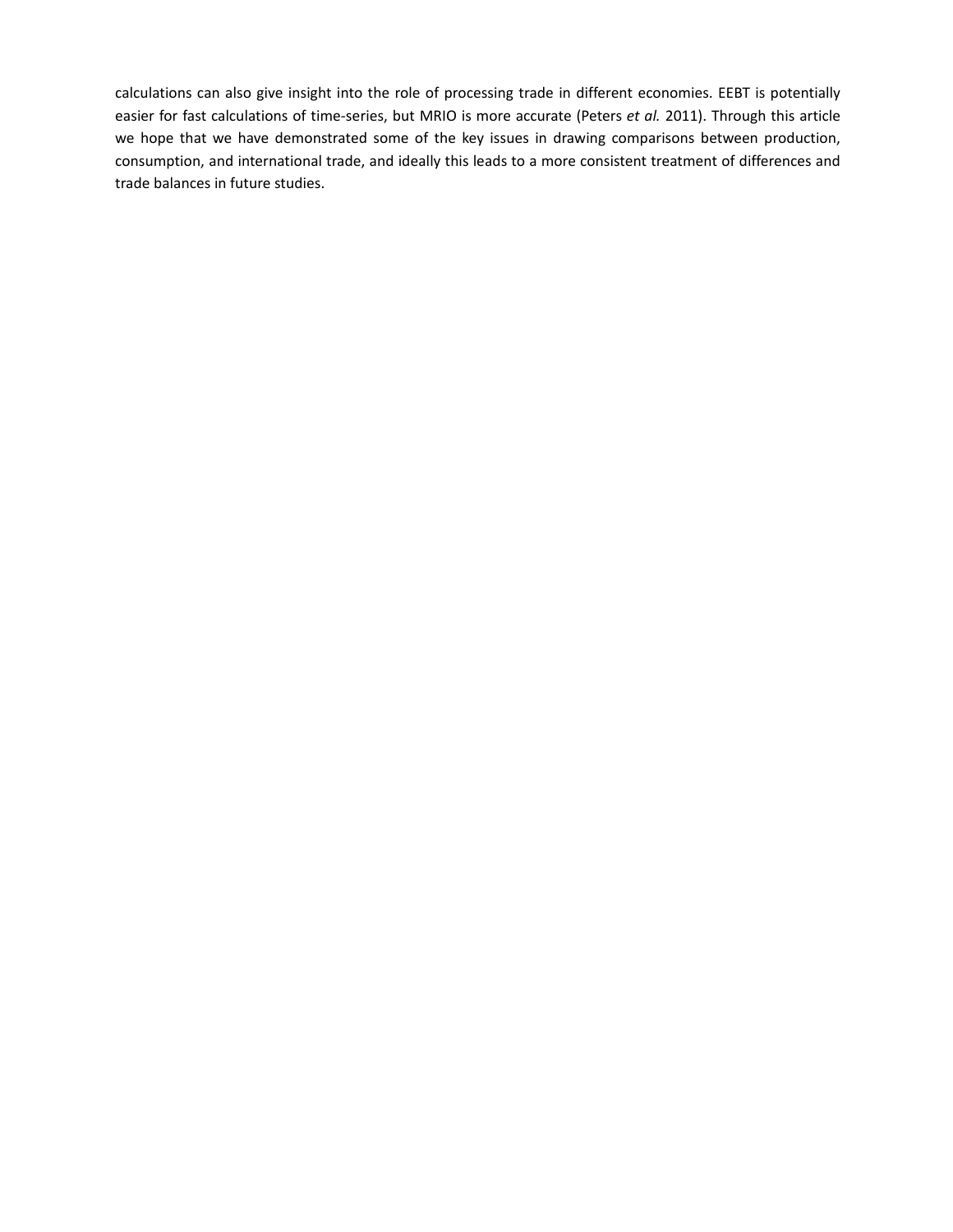calculations can also give insight into the role of processing trade in different economies. EEBT is potentially easier for fast calculations of time-series, but MRIO is more accurate (Peters *et al.* 2011). Through this article we hope that we have demonstrated some of the key issues in drawing comparisons between production, consumption, and international trade, and ideally this leads to a more consistent treatment of differences and trade balances in future studies.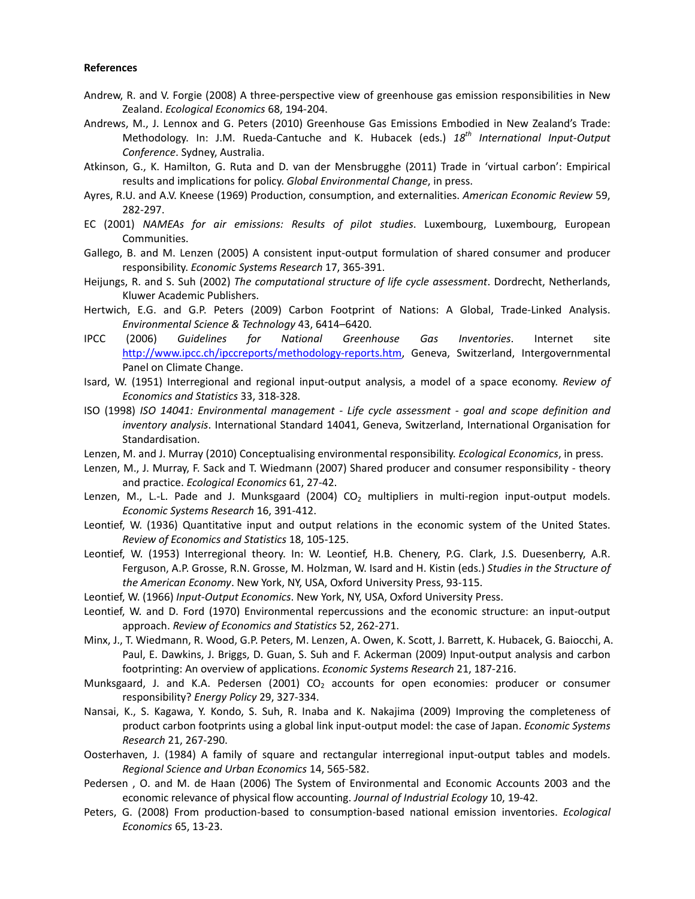**References**

Andrew, R. and V. Forgie (2008) A three-perspective view of greenhouse gas emission responsibilities in New Zealand. *Ecological Economics* 68, 194-204.

Andrews, M., J. Lennox and G. Peters (2010) Greenhouse Gas Emissions Embodied in New Zealand's Trade: Methodology. In: J.M. Rueda-Cantuche and K. Hubacek (eds.) *18th International Input-Output Conference*. Sydney, Australia.

Atkinson, G., K. Hamilton, G. Ruta and D. van der Mensbrugghe (2011) Trade in 'virtual carbon': Empirical results and implications for policy. *Global Environmental Change*, in press.

Ayres, R.U. and A.V. Kneese (1969) Production, consumption, and externalities. *American Economic Review* 59, 282-297.

EC (2001) *NAMEAs for air emissions: Results of pilot studies*. Luxembourg, Luxembourg, European Communities.

Gallego, B. and M. Lenzen (2005) A consistent input-output formulation of shared consumer and producer responsibility. *Economic Systems Research* 17, 365-391.

Heijungs, R. and S. Suh (2002) *The computational structure of life cycle assessment*. Dordrecht, Netherlands, Kluwer Academic Publishers.

Hertwich, E.G. and G.P. Peters (2009) Carbon Footprint of Nations: A Global, Trade-Linked Analysis. *Environmental Science & Technology* 43, 6414–6420.

IPCC (2006) *Guidelines for National Greenhouse Gas Inventories*. Internet site http://www.ipcc.ch/ipccreports/methodology-reports.htm, Geneva, Switzerland, Intergovernmental Panel on Climate Change.

Isard, W. (1951) Interregional and regional input-output analysis, a model of a space economy. *Review of Economics and Statistics* 33, 318-328.

ISO (1998) *ISO 14041: Environmental management - Life cycle assessment - goal and scope definition and inventory analysis*. International Standard 14041, Geneva, Switzerland, International Organisation for Standardisation.

Lenzen, M. and J. Murray (2010) Conceptualising environmental responsibility. *Ecological Economics*, in press.

Lenzen, M., J. Murray, F. Sack and T. Wiedmann (2007) Shared producer and consumer responsibility - theory and practice. *Ecological Economics* 61, 27-42.

Lenzen, M., L.-L. Pade and J. Munksgaard (2004) $CO_2$ multipliers in multi-region input-output models. *Economic Systems Research* 16, 391-412.

Leontief, W. (1936) Quantitative input and output relations in the economic system of the United States. *Review of Economics and Statistics* 18, 105-125.

Leontief, W. (1953) Interregional theory. In: W. Leontief, H.B. Chenery, P.G. Clark, J.S. Duesenberry, A.R. Ferguson, A.P. Grosse, R.N. Grosse, M. Holzman, W. Isard and H. Kistin (eds.) *Studies in the Structure of the American Economy*. New York, NY, USA, Oxford University Press, 93-115.

Leontief, W. (1966) *Input-Output Economics*. New York, NY, USA, Oxford University Press.

Leontief, W. and D. Ford (1970) Environmental repercussions and the economic structure: an input-output approach. *Review of Economics and Statistics* 52, 262-271.

Minx, J., T. Wiedmann, R. Wood, G.P. Peters, M. Lenzen, A. Owen, K. Scott, J. Barrett, K. Hubacek, G. Baiocchi, A. Paul, E. Dawkins, J. Briggs, D. Guan, S. Suh and F. Ackerman (2009) Input-output analysis and carbon footprinting: An overview of applications. *Economic Systems Research* 21, 187-216.

Munksgaard, J. and K.A. Pedersen (2001) $CO_2$ accounts for open economies: producer or consumer responsibility? *Energy Policy* 29, 327-334.

Nansai, K., S. Kagawa, Y. Kondo, S. Suh, R. Inaba and K. Nakajima (2009) Improving the completeness of product carbon footprints using a global link input-output model: the case of Japan. *Economic Systems Research* 21, 267-290.

Oosterhaven, J. (1984) A family of square and rectangular interregional input-output tables and models. *Regional Science and Urban Economics* 14, 565-582.

Pedersen , O. and M. de Haan (2006) The System of Environmental and Economic Accounts 2003 and the economic relevance of physical flow accounting. *Journal of Industrial Ecology* 10, 19-42.

Peters, G. (2008) From production-based to consumption-based national emission inventories. *Ecological Economics* 65, 13-23.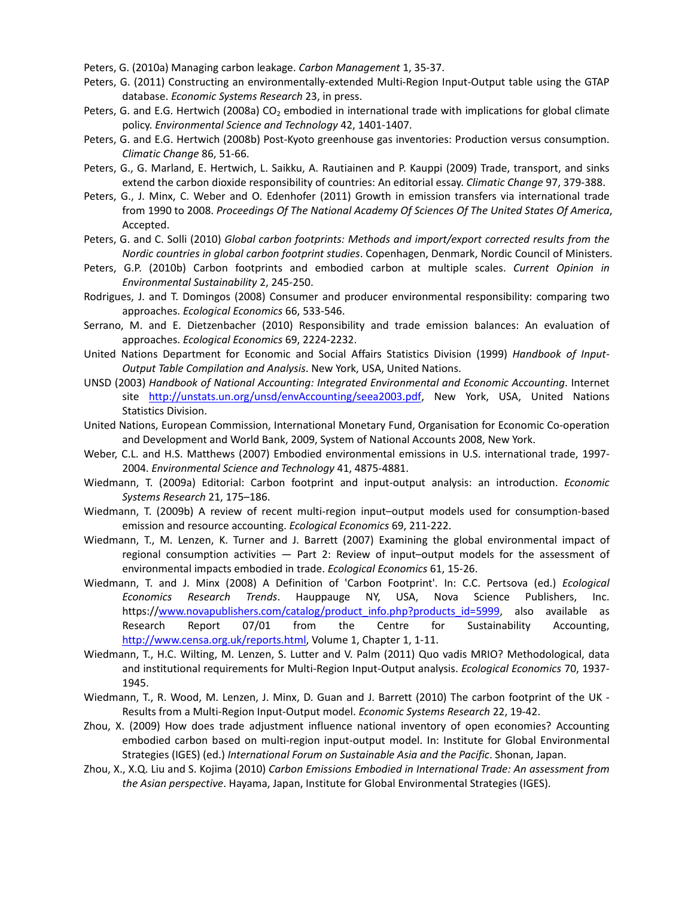Peters, G. (2010a) Managing carbon leakage. *Carbon Management* 1, 35-37.

Peters, G. (2011) Constructing an environmentally-extended Multi-Region Input-Output table using the GTAP database. *Economic Systems Research* 23, in press.

Peters, G. and E.G. Hertwich (2008a) $CO_2$ embodied in international trade with implications for global climate policy. *Environmental Science and Technology* 42, 1401-1407.

Peters, G. and E.G. Hertwich (2008b) Post-Kyoto greenhouse gas inventories: Production versus consumption. *Climatic Change* 86, 51-66.

Peters, G., G. Marland, E. Hertwich, L. Saikku, A. Rautiainen and P. Kauppi (2009) Trade, transport, and sinks extend the carbon dioxide responsibility of countries: An editorial essay. *Climatic Change* 97, 379-388.

Peters, G., J. Minx, C. Weber and O. Edenhofer (2011) Growth in emission transfers via international trade from 1990 to 2008. *Proceedings Of The National Academy Of Sciences Of The United States Of America*, Accepted.

Peters, G. and C. Solli (2010) *Global carbon footprints: Methods and import/export corrected results from the Nordic countries in global carbon footprint studies*. Copenhagen, Denmark, Nordic Council of Ministers.

Peters, G.P. (2010b) Carbon footprints and embodied carbon at multiple scales. *Current Opinion in Environmental Sustainability* 2, 245-250.

Rodrigues, J. and T. Domingos (2008) Consumer and producer environmental responsibility: comparing two approaches. *Ecological Economics* 66, 533-546.

Serrano, M. and E. Dietzenbacher (2010) Responsibility and trade emission balances: An evaluation of approaches. *Ecological Economics* 69, 2224-2232.

United Nations Department for Economic and Social Affairs Statistics Division (1999) *Handbook of Input-Output Table Compilation and Analysis*. New York, USA, United Nations.

UNSD (2003) *Handbook of National Accounting: Integrated Environmental and Economic Accounting*. Internet site http://unstats.un.org/unsd/envAccounting/seea2003.pdf, New York, USA, United Nations Statistics Division.

United Nations, European Commission, International Monetary Fund, Organisation for Economic Co-operation and Development and World Bank, 2009, System of National Accounts 2008, New York.

Weber, C.L. and H.S. Matthews (2007) Embodied environmental emissions in U.S. international trade, 1997-2004. *Environmental Science and Technology* 41, 4875-4881.

Wiedmann, T. (2009a) Editorial: Carbon footprint and input-output analysis: an introduction. *Economic Systems Research* 21, 175–186.

Wiedmann, T. (2009b) A review of recent multi-region input–output models used for consumption-based emission and resource accounting. *Ecological Economics* 69, 211-222.

Wiedmann, T., M. Lenzen, K. Turner and J. Barrett (2007) Examining the global environmental impact of regional consumption activities — Part 2: Review of input–output models for the assessment of environmental impacts embodied in trade. *Ecological Economics* 61, 15-26.

Wiedmann, T. and J. Minx (2008) A Definition of 'Carbon Footprint'. In: C.C. Pertsova (ed.) *Ecological Economics Research Trends*. Hauppauge NY, USA, Nova Science Publishers, Inc. https://www.novapublishers.com/catalog/product_info.php?products_id=5999, also available as Research Report 07/01 from the Centre for Sustainability Accounting, http://www.censa.org.uk/reports.html, Volume 1, Chapter 1, 1-11.

Wiedmann, T., H.C. Wilting, M. Lenzen, S. Lutter and V. Palm (2011) Quo vadis MRIO? Methodological, data and institutional requirements for Multi-Region Input-Output analysis. *Ecological Economics* 70, 1937-1945.

Wiedmann, T., R. Wood, M. Lenzen, J. Minx, D. Guan and J. Barrett (2010) The carbon footprint of the UK - Results from a Multi-Region Input-Output model. *Economic Systems Research* 22, 19-42.

Zhou, X. (2009) How does trade adjustment influence national inventory of open economies? Accounting embodied carbon based on multi-region input-output model. In: Institute for Global Environmental Strategies (IGES) (ed.) *International Forum on Sustainable Asia and the Pacific*. Shonan, Japan.

Zhou, X., X.Q. Liu and S. Kojima (2010) *Carbon Emissions Embodied in International Trade: An assessment from the Asian perspective*. Hayama, Japan, Institute for Global Environmental Strategies (IGES).